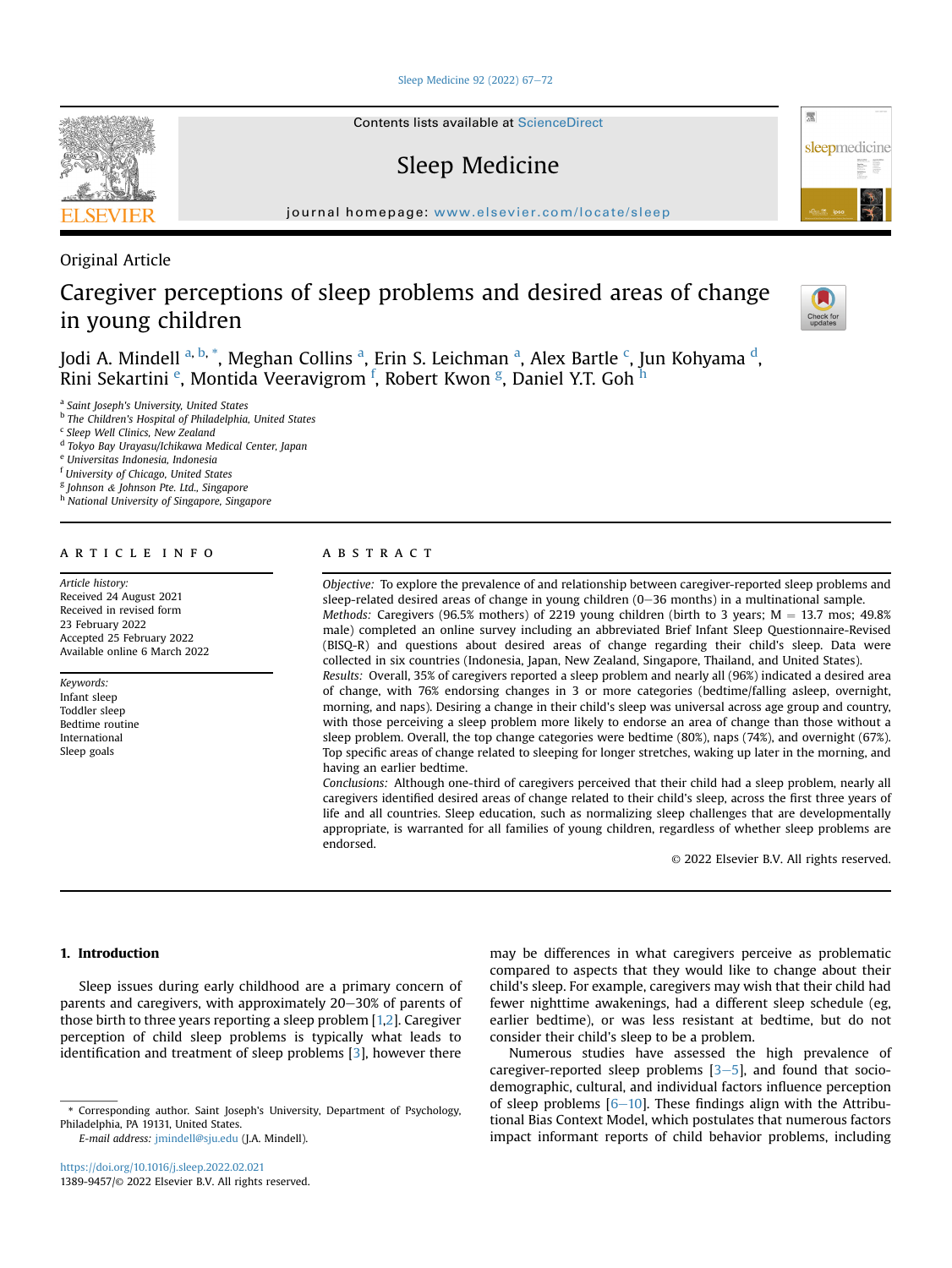Original Article

# Caregiver perceptions of sleep problems and desired areas of change in young children

Jodi A. Mindell [a, b, *], Meghan Collins [a], Erin S. Leichman [a], Alex Bartle [c], Jun Kohyama [d], Rini Sekartini [e], Montida Veeravigrom [f], Robert Kwon [g], Daniel Y.T. Goh [h]

[a] Saint Joseph's University, United States
[b] The Children's Hospital of Philadelphia, United States
[c] Sleep Well Clinics, New Zealand
[d] Tokyo Bay Urayasu/Ichikawa Medical Center, Japan
[e] Universitas Indonesia, Indonesia
[f] University of Chicago, United States
[g] Johnson & Johnson Pte. Ltd., Singapore
[h] National University of Singapore, Singapore

**ARTICLE INFO**

*Article history:*
Received 24 August 2021
Received in revised form 23 February 2022
Accepted 25 February 2022
Available online 6 March 2022

*Keywords:*
Infant sleep
Toddler sleep
Bedtime routine
International
Sleep goals

**ABSTRACT**

*Objective:* To explore the prevalence of and relationship between caregiver-reported sleep problems and sleep-related desired areas of change in young children (0–36 months) in a multinational sample.

*Methods:* Caregivers (96.5% mothers) of 2219 young children (birth to 3 years; M = 13.7 mos; 49.8% male) completed an online survey including an abbreviated Brief Infant Sleep Questionnaire-Revised (BISQ-R) and questions about desired areas of change regarding their child's sleep. Data were collected in six countries (Indonesia, Japan, New Zealand, Singapore, Thailand, and United States).

*Results:* Overall, 35% of caregivers reported a sleep problem and nearly all (96%) indicated a desired area of change, with 76% endorsing changes in 3 or more categories (bedtime/falling asleep, overnight, morning, and naps). Desiring a change in their child's sleep was universal across age group and country, with those perceiving a sleep problem more likely to endorse an area of change than those without a sleep problem. Overall, the top change categories were bedtime (80%), naps (74%), and overnight (67%). Top specific areas of change related to sleeping for longer stretches, waking up later in the morning, and having an earlier bedtime.

*Conclusions:* Although one-third of caregivers perceived that their child had a sleep problem, nearly all caregivers identified desired areas of change related to their child's sleep, across the first three years of life and all countries. Sleep education, such as normalizing sleep challenges that are developmentally appropriate, is warranted for all families of young children, regardless of whether sleep problems are endorsed.

© 2022 Elsevier B.V. All rights reserved.

## 1. Introduction

Sleep issues during early childhood are a primary concern of parents and caregivers, with approximately 20–30% of parents of those birth to three years reporting a sleep problem [1,2]. Caregiver perception of child sleep problems is typically what leads to identification and treatment of sleep problems [3], however there may be differences in what caregivers perceive as problematic compared to aspects that they would like to change about their child's sleep. For example, caregivers may wish that their child had fewer nighttime awakenings, had a different sleep schedule (eg, earlier bedtime), or was less resistant at bedtime, but do not consider their child's sleep to be a problem.

Numerous studies have assessed the high prevalence of caregiver-reported sleep problems [3–5], and found that socio-demographic, cultural, and individual factors influence perception of sleep problems [6–10]. These findings align with the Attributional Bias Context Model, which postulates that numerous factors impact informant reports of child behavior problems, including

* Corresponding author. Saint Joseph's University, Department of Psychology, Philadelphia, PA 19131, United States.
E-mail address: jmindell@sju.edu (J.A. Mindell).

https://doi.org/10.1016/j.sleep.2022.02.021
1389-9457/© 2022 Elsevier B.V. All rights reserved.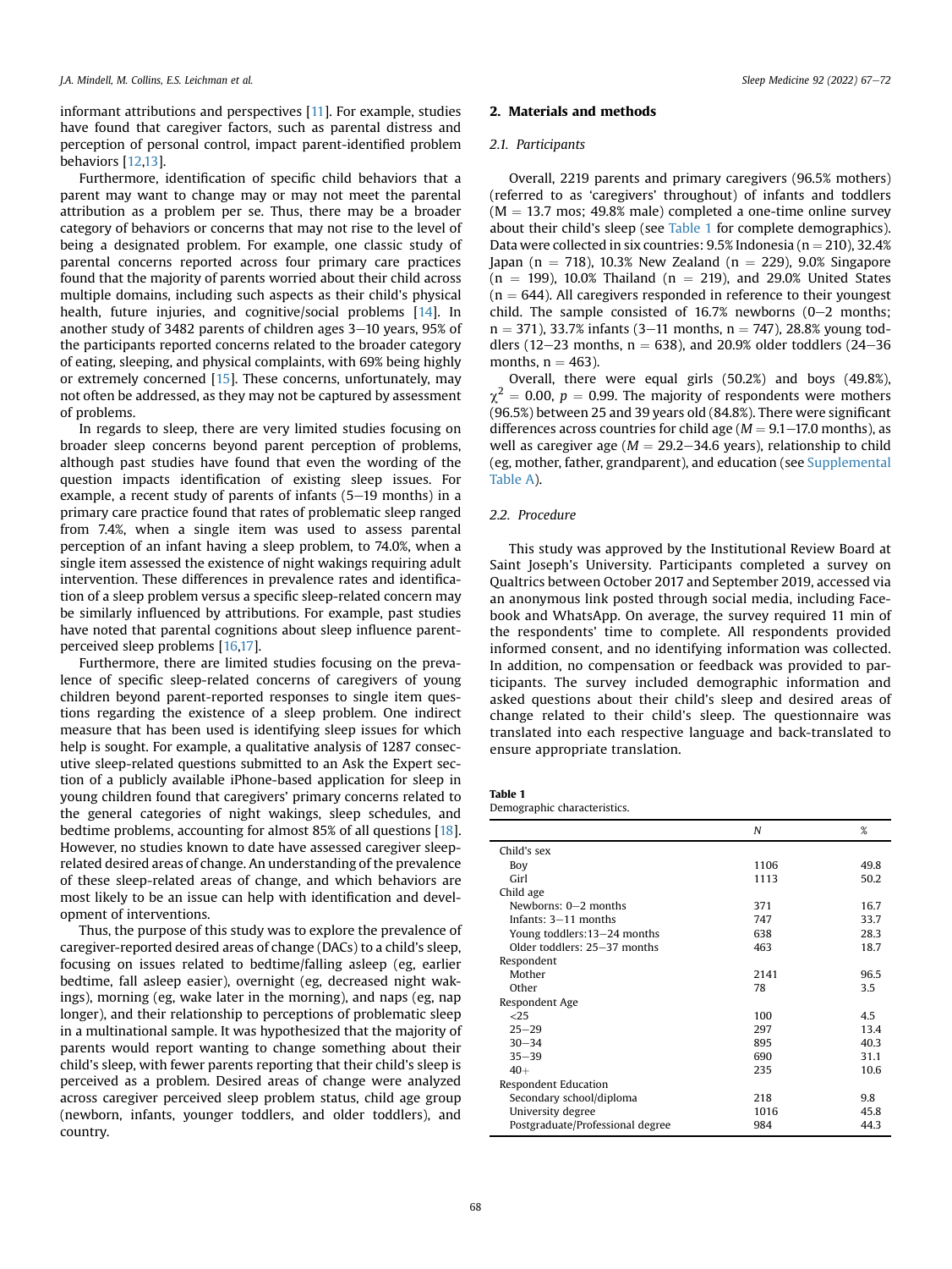informant attributions and perspectives [11]. For example, studies have found that caregiver factors, such as parental distress and perception of personal control, impact parent-identified problem behaviors [12,13].

Furthermore, identification of specific child behaviors that a parent may want to change may or may not meet the parental attribution as a problem per se. Thus, there may be a broader category of behaviors or concerns that may not rise to the level of being a designated problem. For example, one classic study of parental concerns reported across four primary care practices found that the majority of parents worried about their child across multiple domains, including such aspects as their child's physical health, future injuries, and cognitive/social problems [14]. In another study of 3482 parents of children ages 3–10 years, 95% of the participants reported concerns related to the broader category of eating, sleeping, and physical complaints, with 69% being highly or extremely concerned [15]. These concerns, unfortunately, may not often be addressed, as they may not be captured by assessment of problems.

In regards to sleep, there are very limited studies focusing on broader sleep concerns beyond parent perception of problems, although past studies have found that even the wording of the question impacts identification of existing sleep issues. For example, a recent study of parents of infants (5–19 months) in a primary care practice found that rates of problematic sleep ranged from 7.4%, when a single item was used to assess parental perception of an infant having a sleep problem, to 74.0%, when a single item assessed the existence of night wakings requiring adult intervention. These differences in prevalence rates and identification of a sleep problem versus a specific sleep-related concern may be similarly influenced by attributions. For example, past studies have noted that parental cognitions about sleep influence parent-perceived sleep problems [16,17].

Furthermore, there are limited studies focusing on the prevalence of specific sleep-related concerns of caregivers of young children beyond parent-reported responses to single item questions regarding the existence of a sleep problem. One indirect measure that has been used is identifying sleep issues for which help is sought. For example, a qualitative analysis of 1287 consecutive sleep-related questions submitted to an Ask the Expert section of a publicly available iPhone-based application for sleep in young children found that caregivers' primary concerns related to the general categories of night wakings, sleep schedules, and bedtime problems, accounting for almost 85% of all questions [18]. However, no studies known to date have assessed caregiver sleep-related desired areas of change. An understanding of the prevalence of these sleep-related areas of change, and which behaviors are most likely to be an issue can help with identification and development of interventions.

Thus, the purpose of this study was to explore the prevalence of caregiver-reported desired areas of change (DACs) to a child's sleep, focusing on issues related to bedtime/falling asleep (eg, earlier bedtime, fall asleep easier), overnight (eg, decreased night wakings), morning (eg, wake later in the morning), and naps (eg, nap longer), and their relationship to perceptions of problematic sleep in a multinational sample. It was hypothesized that the majority of parents would report wanting to change something about their child's sleep, with fewer parents reporting that their child's sleep is perceived as a problem. Desired areas of change were analyzed across caregiver perceived sleep problem status, child age group (newborn, infants, younger toddlers, and older toddlers), and country.

## 2. Materials and methods

### 2.1. Participants

Overall, 2219 parents and primary caregivers (96.5% mothers) (referred to as 'caregivers' throughout) of infants and toddlers ($M = 13.7$ mos; 49.8% male) completed a one-time online survey about their child's sleep (see Table 1 for complete demographics). Data were collected in six countries: 9.5% Indonesia ($n = 210$), 32.4% Japan ($n = 718$), 10.3% New Zealand ($n = 229$), 9.0% Singapore ($n = 199$), 10.0% Thailand ($n = 219$), and 29.0% United States ($n = 644$). All caregivers responded in reference to their youngest child. The sample consisted of 16.7% newborns (0–2 months; $n = 371$), 33.7% infants (3–11 months, $n = 747$), 28.8% young toddlers (12–23 months, $n = 638$), and 20.9% older toddlers (24–36 months, $n = 463$).

Overall, there were equal girls (50.2%) and boys (49.8%), $\chi^2 = 0.00$, $p = 0.99$. The majority of respondents were mothers (96.5%) between 25 and 39 years old (84.8%). There were significant differences across countries for child age ($M = 9.1$–$17.0$ months), as well as caregiver age ($M = 29.2$–$34.6$ years), relationship to child (eg, mother, father, grandparent), and education (see Supplemental Table A).

### 2.2. Procedure

This study was approved by the Institutional Review Board at Saint Joseph's University. Participants completed a survey on Qualtrics between October 2017 and September 2019, accessed via an anonymous link posted through social media, including Facebook and WhatsApp. On average, the survey required 11 min of the respondents' time to complete. All respondents provided informed consent, and no identifying information was collected. In addition, no compensation or feedback was provided to participants. The survey included demographic information and asked questions about their child's sleep and desired areas of change related to their child's sleep. The questionnaire was translated into each respective language and back-translated to ensure appropriate translation.

**Table 1**
Demographic characteristics.

| | *N* | % |
|---|---|---|
| Child's sex | | |
| Boy | 1106 | 49.8 |
| Girl | 1113 | 50.2 |
| Child age | | |
| Newborns: 0–2 months | 371 | 16.7 |
| Infants: 3–11 months | 747 | 33.7 |
| Young toddlers:13–24 months | 638 | 28.3 |
| Older toddlers: 25–37 months | 463 | 18.7 |
| Respondent | | |
| Mother | 2141 | 96.5 |
| Other | 78 | 3.5 |
| Respondent Age | | |
| <25 | 100 | 4.5 |
| 25–29 | 297 | 13.4 |
| 30–34 | 895 | 40.3 |
| 35–39 | 690 | 31.1 |
| 40+ | 235 | 10.6 |
| Respondent Education | | |
| Secondary school/diploma | 218 | 9.8 |
| University degree | 1016 | 45.8 |
| Postgraduate/Professional degree | 984 | 44.3 |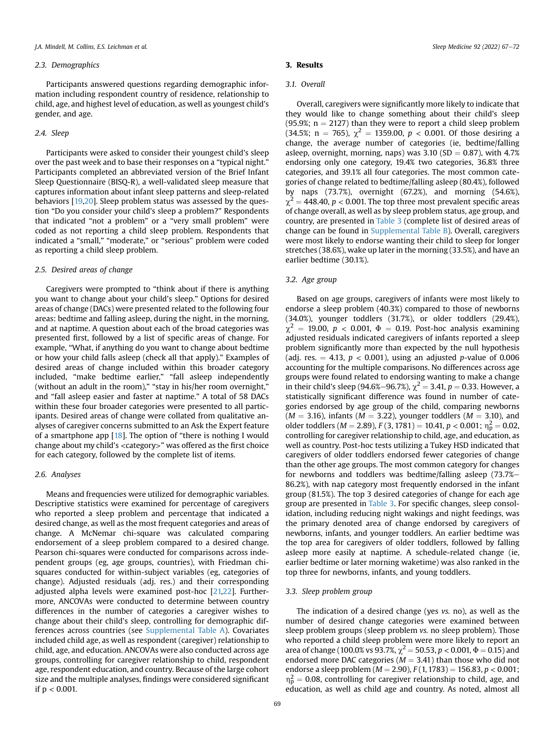### 2.3. Demographics

Participants answered questions regarding demographic information including respondent country of residence, relationship to child, age, and highest level of education, as well as youngest child's gender, and age.

### 2.4. Sleep

Participants were asked to consider their youngest child's sleep over the past week and to base their responses on a "typical night." Participants completed an abbreviated version of the Brief Infant Sleep Questionnaire (BISQ-R), a well-validated sleep measure that captures information about infant sleep patterns and sleep-related behaviors [19,20]. Sleep problem status was assessed by the question "Do you consider your child's sleep a problem?" Respondents that indicated "not a problem" or a "very small problem" were coded as not reporting a child sleep problem. Respondents that indicated a "small," "moderate," or "serious" problem were coded as reporting a child sleep problem.

### 2.5. Desired areas of change

Caregivers were prompted to "think about if there is anything you want to change about your child's sleep." Options for desired areas of change (DACs) were presented related to the following four areas: bedtime and falling asleep, during the night, in the morning, and at naptime. A question about each of the broad categories was presented first, followed by a list of specific areas of change. For example, "What, if anything do you want to change about bedtime or how your child falls asleep (check all that apply)." Examples of desired areas of change included within this broader category included, "make bedtime earlier," "fall asleep independently (without an adult in the room)," "stay in his/her room overnight," and "fall asleep easier and faster at naptime." A total of 58 DACs within these four broader categories were presented to all participants. Desired areas of change were collated from qualitative analyses of caregiver concerns submitted to an Ask the Expert feature of a smartphone app [18]. The option of "there is nothing I would change about my child's <category>" was offered as the first choice for each category, followed by the complete list of items.

### 2.6. Analyses

Means and frequencies were utilized for demographic variables. Descriptive statistics were examined for percentage of caregivers who reported a sleep problem and percentage that indicated a desired change, as well as the most frequent categories and areas of change. A McNemar chi-square was calculated comparing endorsement of a sleep problem compared to a desired change. Pearson chi-squares were conducted for comparisons across independent groups (eg, age groups, countries), with Friedman chi-squares conducted for within-subject variables (eg, categories of change). Adjusted residuals (adj. res.) and their corresponding adjusted alpha levels were examined post-hoc [21,22]. Furthermore, ANCOVAs were conducted to determine between country differences in the number of categories a caregiver wishes to change about their child's sleep, controlling for demographic differences across countries (see Supplemental Table A). Covariates included child age, as well as respondent (caregiver) relationship to child, age, and education. ANCOVAs were also conducted across age groups, controlling for caregiver relationship to child, respondent age, respondent education, and country. Because of the large cohort size and the multiple analyses, findings were considered significant if $p < 0.001$.

## 3. Results

### 3.1. Overall

Overall, caregivers were significantly more likely to indicate that they would like to change something about their child's sleep (95.9%; $n = 2127$) than they were to report a child sleep problem (34.5%; $n = 765$), $\chi^2 = 1359.00$, $p < 0.001$. Of those desiring a change, the average number of categories (ie, bedtime/falling asleep, overnight, morning, naps) was 3.10 ($SD = 0.87$), with 4.7% endorsing only one category, 19.4% two categories, 36.8% three categories, and 39.1% all four categories. The most common categories of change related to bedtime/falling asleep (80.4%), followed by naps (73.7%), overnight (67.2%), and morning (54.6%), $\chi^2 = 448.40$, $p < 0.001$. The top three most prevalent specific areas of change overall, as well as by sleep problem status, age group, and country, are presented in Table 3 (complete list of desired areas of change can be found in Supplemental Table B). Overall, caregivers were most likely to endorse wanting their child to sleep for longer stretches (38.6%), wake up later in the morning (33.5%), and have an earlier bedtime (30.1%).

### 3.2. Age group

Based on age groups, caregivers of infants were most likely to endorse a sleep problem (40.3%) compared to those of newborns (34.0%), younger toddlers (31.7%), or older toddlers (29.4%), $\chi^2 = 19.00$, $p < 0.001$, $\Phi = 0.19$. Post-hoc analysis examining adjusted residuals indicated caregivers of infants reported a sleep problem significantly more than expected by the null hypothesis (adj. res. = 4.13, $p < 0.001$), using an adjusted $p$-value of 0.006 accounting for the multiple comparisons. No differences across age groups were found related to endorsing wanting to make a change in their child's sleep (94.6%–96.7%), $\chi^2 = 3.41$, $p = 0.33$. However, a statistically significant difference was found in number of categories endorsed by age group of the child, comparing newborns ($M = 3.16$), infants ($M = 3.22$), younger toddlers ($M = 3.10$), and older toddlers ($M = 2.89$), $F(3, 1781) = 10.41$, $p < 0.001$; $\eta_p^2 = 0.02$, controlling for caregiver relationship to child, age, and education, as well as country. Post-hoc tests utilizing a Tukey HSD indicated that caregivers of older toddlers endorsed fewer categories of change than the other age groups. The most common category for changes for newborns and toddlers was bedtime/falling asleep (73.7%–86.2%), with nap category most frequently endorsed in the infant group (81.5%). The top 3 desired categories of change for each age group are presented in Table 3. For specific changes, sleep consolidation, including reducing night wakings and night feedings, was the primary denoted area of change endorsed by caregivers of newborns, infants, and younger toddlers. An earlier bedtime was the top area for caregivers of older toddlers, followed by falling asleep more easily at naptime. A schedule-related change (ie, earlier bedtime or later morning waketime) was also ranked in the top three for newborns, infants, and young toddlers.

### 3.3. Sleep problem group

The indication of a desired change (yes *vs.* no), as well as the number of desired change categories were examined between sleep problem groups (sleep problem *vs.* no sleep problem). Those who reported a child sleep problem were more likely to report an area of change (100.0% vs 93.7%, $\chi^2 = 50.53$, $p < 0.001$, $\Phi = 0.15$) and endorsed more DAC categories ($M = 3.41$) than those who did not endorse a sleep problem ($M = 2.90$), $F(1, 1783) = 156.83$, $p < 0.001$; $\eta_p^2 = 0.08$, controlling for caregiver relationship to child, age, and education, as well as child age and country. As noted, almost all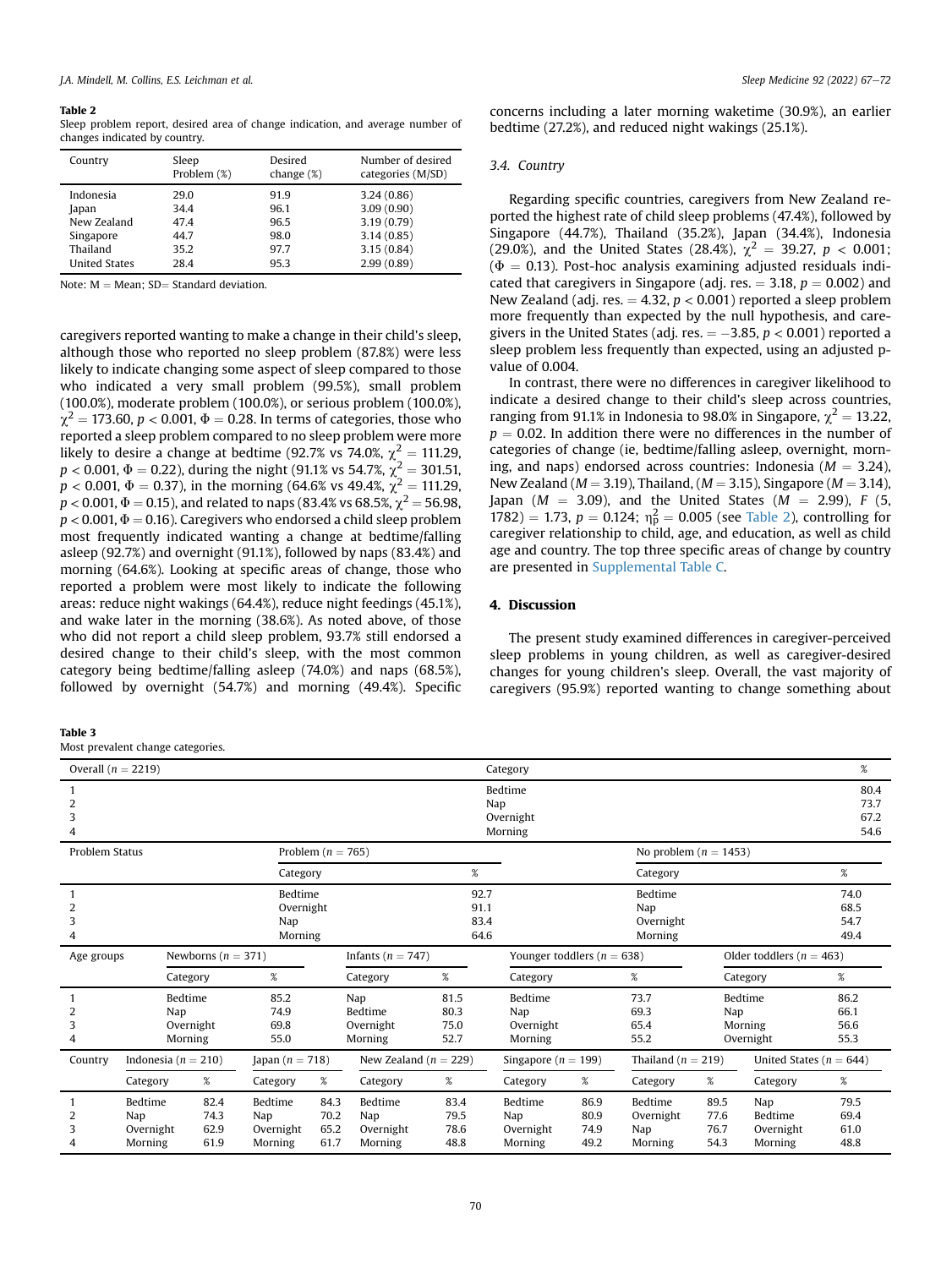**Table 2**
Sleep problem report, desired area of change indication, and average number of changes indicated by country.

| Country | Sleep Problem (%) | Desired change (%) | Number of desired categories (M/SD) |
|---|---|---|---|
| Indonesia | 29.0 | 91.9 | 3.24 (0.86) |
| Japan | 34.4 | 96.1 | 3.09 (0.90) |
| New Zealand | 47.4 | 96.5 | 3.19 (0.79) |
| Singapore | 44.7 | 98.0 | 3.14 (0.85) |
| Thailand | 35.2 | 97.7 | 3.15 (0.84) |
| United States | 28.4 | 95.3 | 2.99 (0.89) |

Note: M = Mean; SD= Standard deviation.

caregivers reported wanting to make a change in their child's sleep, although those who reported no sleep problem (87.8%) were less likely to indicate changing some aspect of sleep compared to those who indicated a very small problem (99.5%), small problem (100.0%), moderate problem (100.0%), or serious problem (100.0%), $\chi^2 = 173.60$, $p < 0.001$, $\Phi = 0.28$. In terms of categories, those who reported a sleep problem compared to no sleep problem were more likely to desire a change at bedtime (92.7% vs 74.0%, $\chi^2 = 111.29$, $p < 0.001$, $\Phi = 0.22$), during the night (91.1% vs 54.7%, $\chi^2 = 301.51$, $p < 0.001$, $\Phi = 0.37$), in the morning (64.6% vs 49.4%, $\chi^2 = 111.29$, $p < 0.001$, $\Phi = 0.15$), and related to naps (83.4% vs 68.5%, $\chi^2 = 56.98$, $p < 0.001$, $\Phi = 0.16$). Caregivers who endorsed a child sleep problem most frequently indicated wanting a change at bedtime/falling asleep (92.7%) and overnight (91.1%), followed by naps (83.4%) and morning (64.6%). Looking at specific areas of change, those who reported a problem were most likely to indicate the following areas: reduce night wakings (64.4%), reduce night feedings (45.1%), and wake later in the morning (38.6%). As noted above, of those who did not report a child sleep problem, 93.7% still endorsed a desired change to their child's sleep, with the most common category being bedtime/falling asleep (74.0%) and naps (68.5%), followed by overnight (54.7%) and morning (49.4%). Specific concerns including a later morning waketime (30.9%), an earlier bedtime (27.2%), and reduced night wakings (25.1%).

### 3.4. Country

Regarding specific countries, caregivers from New Zealand reported the highest rate of child sleep problems (47.4%), followed by Singapore (44.7%), Thailand (35.2%), Japan (34.4%), Indonesia (29.0%), and the United States (28.4%), $\chi^2 = 39.27$, $p < 0.001$; ($\Phi = 0.13$). Post-hoc analysis examining adjusted residuals indicated that caregivers in Singapore (adj. res. = 3.18, $p = 0.002$) and New Zealand (adj. res. = 4.32, $p < 0.001$) reported a sleep problem more frequently than expected by the null hypothesis, and caregivers in the United States (adj. res. = −3.85, $p < 0.001$) reported a sleep problem less frequently than expected, using an adjusted p-value of 0.004.

In contrast, there were no differences in caregiver likelihood to indicate a desired change to their child's sleep across countries, ranging from 91.1% in Indonesia to 98.0% in Singapore, $\chi^2 = 13.22$, $p = 0.02$. In addition there were no differences in the number of categories of change (ie, bedtime/falling asleep, overnight, morning, and naps) endorsed across countries: Indonesia ($M = 3.24$), New Zealand ($M = 3.19$), Thailand, ($M = 3.15$), Singapore ($M = 3.14$), Japan ($M = 3.09$), and the United States ($M = 2.99$), $F(5, 1782) = 1.73$, $p = 0.124$; $\eta_p^2 = 0.005$ (see Table 2), controlling for caregiver relationship to child, age, and education, as well as child age and country. The top three specific areas of change by country are presented in Supplemental Table C.

## 4. Discussion

The present study examined differences in caregiver-perceived sleep problems in young children, as well as caregiver-desired changes for young children's sleep. Overall, the vast majority of caregivers (95.9%) reported wanting to change something about

**Table 3**
Most prevalent change categories.

| Overall ($n = 2219$) | Category | % |
|---|---|---|
| 1 | Bedtime | 80.4 |
| 2 | Nap | 73.7 |
| 3 | Overnight | 67.2 |
| 4 | Morning | 54.6 |

| Problem Status | Problem ($n = 765$) | | No problem ($n = 1453$) | |
|---|---|---|---|---|
| | Category | % | Category | % |
| 1 | Bedtime | 92.7 | Bedtime | 74.0 |
| 2 | Overnight | 91.1 | Nap | 68.5 |
| 3 | Nap | 83.4 | Overnight | 54.7 |
| 4 | Morning | 64.6 | Morning | 49.4 |

| Age groups | Newborns ($n = 371$) | | Infants ($n = 747$) | | Younger toddlers ($n = 638$) | | Older toddlers ($n = 463$) | |
|---|---|---|---|---|---|---|---|---|
| | Category | % | Category | % | Category | % | Category | % |
| 1 | Bedtime | 85.2 | Nap | 81.5 | Bedtime | 73.7 | Bedtime | 86.2 |
| 2 | Nap | 74.9 | Bedtime | 80.3 | Nap | 69.3 | Nap | 66.1 |
| 3 | Overnight | 69.8 | Overnight | 75.0 | Overnight | 65.4 | Morning | 56.6 |
| 4 | Morning | 55.0 | Morning | 52.7 | Morning | 55.2 | Overnight | 55.3 |

| Country | Indonesia ($n = 210$) | | Japan ($n = 718$) | | New Zealand ($n = 229$) | | Singapore ($n = 199$) | | Thailand ($n = 219$) | | United States ($n = 644$) | |
|---|---|---|---|---|---|---|---|---|---|---|---|---|
| | Category | % | Category | % | Category | % | Category | % | Category | % | Category | % |
| 1 | Bedtime | 82.4 | Bedtime | 84.3 | Bedtime | 83.4 | Bedtime | 86.9 | Bedtime | 89.5 | Nap | 79.5 |
| 2 | Nap | 74.3 | Nap | 70.2 | Nap | 79.5 | Nap | 80.9 | Overnight | 77.6 | Bedtime | 69.4 |
| 3 | Overnight | 62.9 | Overnight | 65.2 | Overnight | 78.6 | Overnight | 74.9 | Nap | 76.7 | Overnight | 61.0 |
| 4 | Morning | 61.9 | Morning | 61.7 | Morning | 48.8 | Morning | 49.2 | Morning | 54.3 | Morning | 48.8 |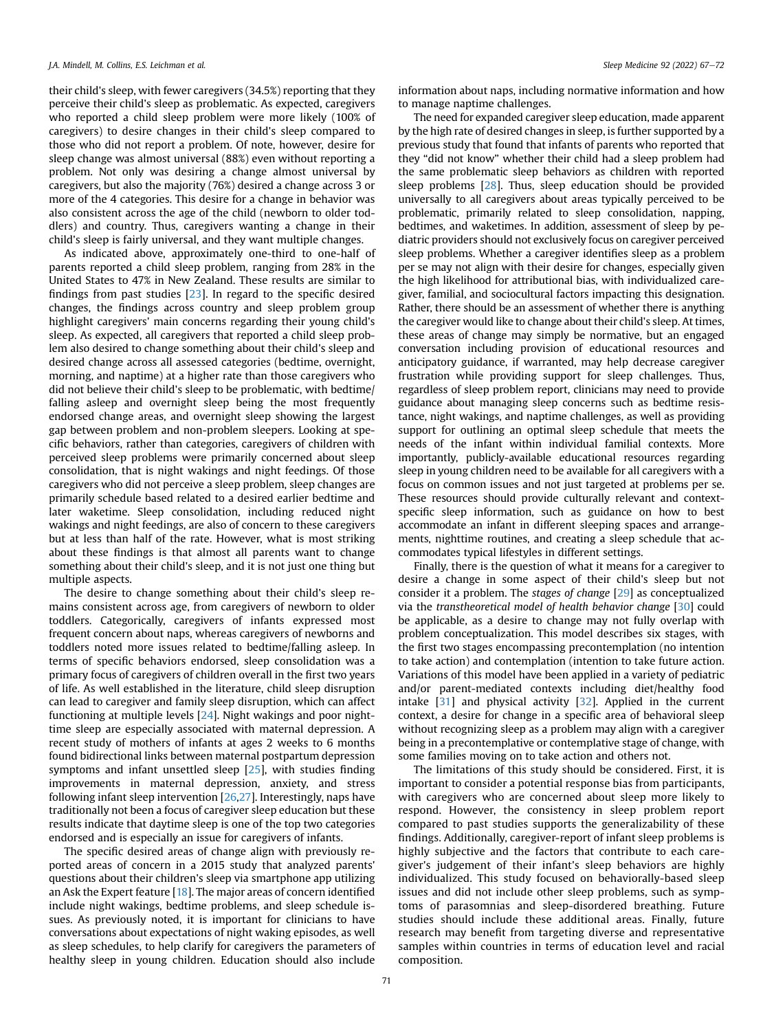their child's sleep, with fewer caregivers (34.5%) reporting that they perceive their child's sleep as problematic. As expected, caregivers who reported a child sleep problem were more likely (100% of caregivers) to desire changes in their child's sleep compared to those who did not report a problem. Of note, however, desire for sleep change was almost universal (88%) even without reporting a problem. Not only was desiring a change almost universal by caregivers, but also the majority (76%) desired a change across 3 or more of the 4 categories. This desire for a change in behavior was also consistent across the age of the child (newborn to older toddlers) and country. Thus, caregivers wanting a change in their child's sleep is fairly universal, and they want multiple changes.

As indicated above, approximately one-third to one-half of parents reported a child sleep problem, ranging from 28% in the United States to 47% in New Zealand. These results are similar to findings from past studies [23]. In regard to the specific desired changes, the findings across country and sleep problem group highlight caregivers' main concerns regarding their young child's sleep. As expected, all caregivers that reported a child sleep problem also desired to change something about their child's sleep and desired change across all assessed categories (bedtime, overnight, morning, and naptime) at a higher rate than those caregivers who did not believe their child's sleep to be problematic, with bedtime/falling asleep and overnight sleep being the most frequently endorsed change areas, and overnight sleep showing the largest gap between problem and non-problem sleepers. Looking at specific behaviors, rather than categories, caregivers of children with perceived sleep problems were primarily concerned about sleep consolidation, that is night wakings and night feedings. Of those caregivers who did not perceive a sleep problem, sleep changes are primarily schedule based related to a desired earlier bedtime and later waketime. Sleep consolidation, including reduced night wakings and night feedings, are also of concern to these caregivers but at less than half of the rate. However, what is most striking about these findings is that almost all parents want to change something about their child's sleep, and it is not just one thing but multiple aspects.

The desire to change something about their child's sleep remains consistent across age, from caregivers of newborn to older toddlers. Categorically, caregivers of infants expressed most frequent concern about naps, whereas caregivers of newborns and toddlers noted more issues related to bedtime/falling asleep. In terms of specific behaviors endorsed, sleep consolidation was a primary focus of caregivers of children overall in the first two years of life. As well established in the literature, child sleep disruption can lead to caregiver and family sleep disruption, which can affect functioning at multiple levels [24]. Night wakings and poor nighttime sleep are especially associated with maternal depression. A recent study of mothers of infants at ages 2 weeks to 6 months found bidirectional links between maternal postpartum depression symptoms and infant unsettled sleep [25], with studies finding improvements in maternal depression, anxiety, and stress following infant sleep intervention [26,27]. Interestingly, naps have traditionally not been a focus of caregiver sleep education but these results indicate that daytime sleep is one of the top two categories endorsed and is especially an issue for caregivers of infants.

The specific desired areas of change align with previously reported areas of concern in a 2015 study that analyzed parents' questions about their children's sleep via smartphone app utilizing an Ask the Expert feature [18]. The major areas of concern identified include night wakings, bedtime problems, and sleep schedule issues. As previously noted, it is important for clinicians to have conversations about expectations of night waking episodes, as well as sleep schedules, to help clarify for caregivers the parameters of healthy sleep in young children. Education should also include information about naps, including normative information and how to manage naptime challenges.

The need for expanded caregiver sleep education, made apparent by the high rate of desired changes in sleep, is further supported by a previous study that found that infants of parents who reported that they "did not know" whether their child had a sleep problem had the same problematic sleep behaviors as children with reported sleep problems [28]. Thus, sleep education should be provided universally to all caregivers about areas typically perceived to be problematic, primarily related to sleep consolidation, napping, bedtimes, and waketimes. In addition, assessment of sleep by pediatric providers should not exclusively focus on caregiver perceived sleep problems. Whether a caregiver identifies sleep as a problem per se may not align with their desire for changes, especially given the high likelihood for attributional bias, with individualized caregiver, familial, and sociocultural factors impacting this designation. Rather, there should be an assessment of whether there is anything the caregiver would like to change about their child's sleep. At times, these areas of change may simply be normative, but an engaged conversation including provision of educational resources and anticipatory guidance, if warranted, may help decrease caregiver frustration while providing support for sleep challenges. Thus, regardless of sleep problem report, clinicians may need to provide guidance about managing sleep concerns such as bedtime resistance, night wakings, and naptime challenges, as well as providing support for outlining an optimal sleep schedule that meets the needs of the infant within individual familial contexts. More importantly, publicly-available educational resources regarding sleep in young children need to be available for all caregivers with a focus on common issues and not just targeted at problems per se. These resources should provide culturally relevant and context-specific sleep information, such as guidance on how to best accommodate an infant in different sleeping spaces and arrangements, nighttime routines, and creating a sleep schedule that accommodates typical lifestyles in different settings.

Finally, there is the question of what it means for a caregiver to desire a change in some aspect of their child's sleep but not consider it a problem. The *stages of change* [29] as conceptualized via the *transtheoretical model of health behavior change* [30] could be applicable, as a desire to change may not fully overlap with problem conceptualization. This model describes six stages, with the first two stages encompassing precontemplation (no intention to take action) and contemplation (intention to take future action. Variations of this model have been applied in a variety of pediatric and/or parent-mediated contexts including diet/healthy food intake [31] and physical activity [32]. Applied in the current context, a desire for change in a specific area of behavioral sleep without recognizing sleep as a problem may align with a caregiver being in a precontemplative or contemplative stage of change, with some families moving on to take action and others not.

The limitations of this study should be considered. First, it is important to consider a potential response bias from participants, with caregivers who are concerned about sleep more likely to respond. However, the consistency in sleep problem report compared to past studies supports the generalizability of these findings. Additionally, caregiver-report of infant sleep problems is highly subjective and the factors that contribute to each caregiver's judgement of their infant's sleep behaviors are highly individualized. This study focused on behaviorally-based sleep issues and did not include other sleep problems, such as symptoms of parasomnias and sleep-disordered breathing. Future studies should include these additional areas. Finally, future research may benefit from targeting diverse and representative samples within countries in terms of education level and racial composition.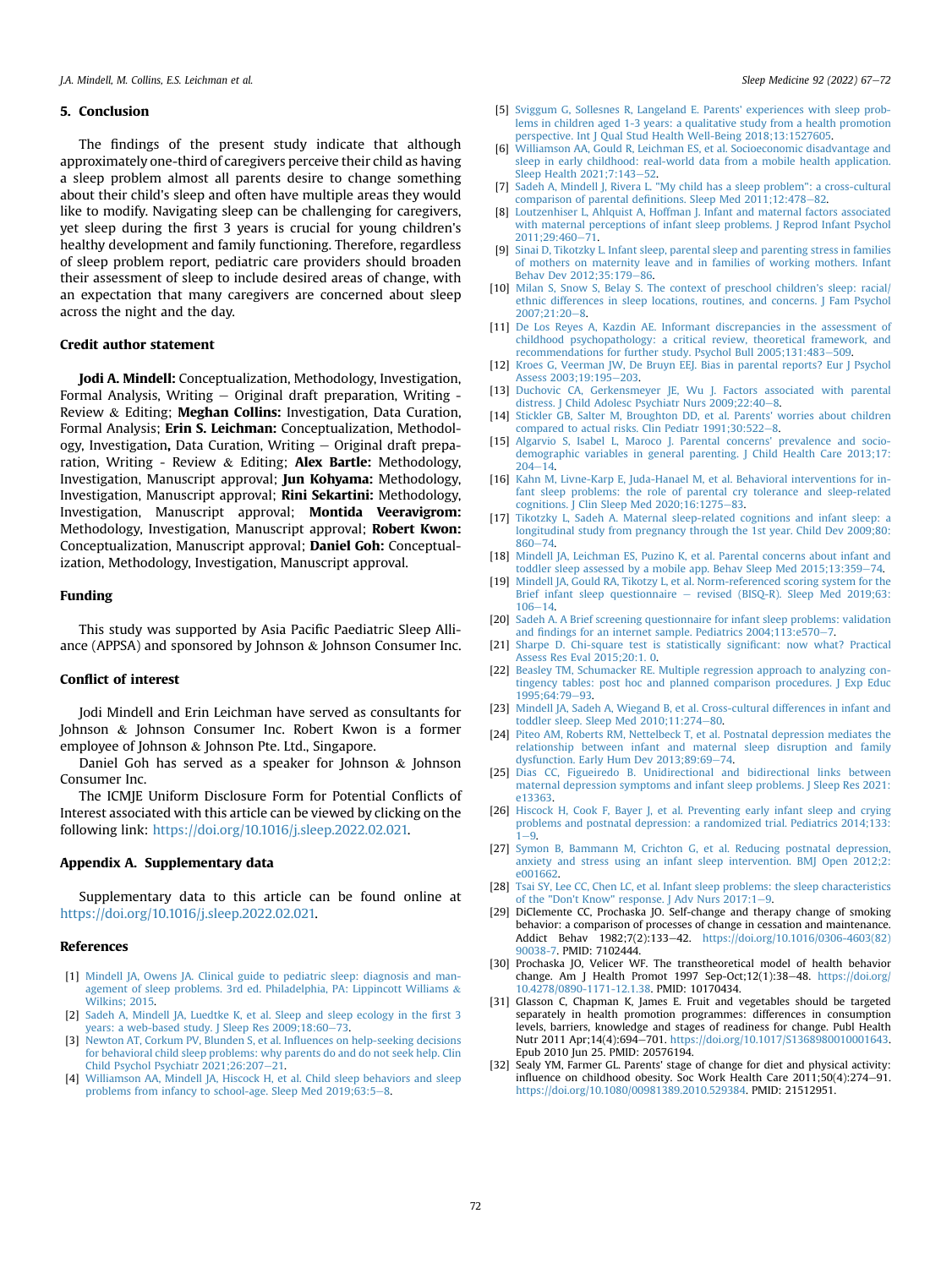## 5. Conclusion

The findings of the present study indicate that although approximately one-third of caregivers perceive their child as having a sleep problem almost all parents desire to change something about their child's sleep and often have multiple areas they would like to modify. Navigating sleep can be challenging for caregivers, yet sleep during the first 3 years is crucial for young children's healthy development and family functioning. Therefore, regardless of sleep problem report, pediatric care providers should broaden their assessment of sleep to include desired areas of change, with an expectation that many caregivers are concerned about sleep across the night and the day.

## Credit author statement

**Jodi A. Mindell:** Conceptualization, Methodology, Investigation, Formal Analysis, Writing − Original draft preparation, Writing - Review & Editing; **Meghan Collins:** Investigation, Data Curation, Formal Analysis; **Erin S. Leichman:** Conceptualization, Methodology, Investigation**,** Data Curation, Writing − Original draft preparation, Writing - Review & Editing; **Alex Bartle:** Methodology, Investigation, Manuscript approval; **Jun Kohyama:** Methodology, Investigation, Manuscript approval; **Rini Sekartini:** Methodology, Investigation, Manuscript approval; **Montida Veeravigrom:** Methodology, Investigation, Manuscript approval; **Robert Kwon:** Conceptualization, Manuscript approval; **Daniel Goh:** Conceptualization, Methodology, Investigation, Manuscript approval.

## Funding

This study was supported by Asia Pacific Paediatric Sleep Alliance (APPSA) and sponsored by Johnson & Johnson Consumer Inc.

## Conflict of interest

Jodi Mindell and Erin Leichman have served as consultants for Johnson & Johnson Consumer Inc. Robert Kwon is a former employee of Johnson & Johnson Pte. Ltd., Singapore.

Daniel Goh has served as a speaker for Johnson & Johnson Consumer Inc.

The ICMJE Uniform Disclosure Form for Potential Conflicts of Interest associated with this article can be viewed by clicking on the following link: https://doi.org/10.1016/j.sleep.2022.02.021.

## Appendix A. Supplementary data

Supplementary data to this article can be found online at https://doi.org/10.1016/j.sleep.2022.02.021.

## References

[1] Mindell JA, Owens JA. Clinical guide to pediatric sleep: diagnosis and management of sleep problems. 3rd ed. Philadelphia, PA: Lippincott Williams & Wilkins; 2015.

[2] Sadeh A, Mindell JA, Luedtke K, et al. Sleep and sleep ecology in the first 3 years: a web-based study. J Sleep Res 2009;18:60−73.

[3] Newton AT, Corkum PV, Blunden S, et al. Influences on help-seeking decisions for behavioral child sleep problems: why parents do and do not seek help. Clin Child Psychol Psychiatr 2021;26:207−21.

[4] Williamson AA, Mindell JA, Hiscock H, et al. Child sleep behaviors and sleep problems from infancy to school-age. Sleep Med 2019;63:5−8.

[5] Sviggum G, Sollesnes R, Langeland E. Parents' experiences with sleep problems in children aged 1-3 years: a qualitative study from a health promotion perspective. Int J Qual Stud Health Well-Being 2018;13:1527605.

[6] Williamson AA, Gould R, Leichman ES, et al. Socioeconomic disadvantage and sleep in early childhood: real-world data from a mobile health application. Sleep Health 2021;7:143−52.

[7] Sadeh A, Mindell J, Rivera L. "My child has a sleep problem": a cross-cultural comparison of parental definitions. Sleep Med 2011;12:478−82.

[8] Loutzenhiser L, Ahlquist A, Hoffman J. Infant and maternal factors associated with maternal perceptions of infant sleep problems. J Reprod Infant Psychol 2011;29:460−71.

[9] Sinai D, Tikotzky L. Infant sleep, parental sleep and parenting stress in families of mothers on maternity leave and in families of working mothers. Infant Behav Dev 2012;35:179−86.

[10] Milan S, Snow S, Belay S. The context of preschool children's sleep: racial/ethnic differences in sleep locations, routines, and concerns. J Fam Psychol 2007;21:20−8.

[11] De Los Reyes A, Kazdin AE. Informant discrepancies in the assessment of childhood psychopathology: a critical review, theoretical framework, and recommendations for further study. Psychol Bull 2005;131:483−509.

[12] Kroes G, Veerman JW, De Bruyn EEJ. Bias in parental reports? Eur J Psychol Assess 2003;19:195−203.

[13] Duchovic CA, Gerkensmeyer JE, Wu J. Factors associated with parental distress. J Child Adolesc Psychiatr Nurs 2009;22:40−8.

[14] Stickler GB, Salter M, Broughton DD, et al. Parents' worries about children compared to actual risks. Clin Pediatr 1991;30:522−8.

[15] Algarvio S, Isabel L, Maroco J. Parental concerns' prevalence and sociodemographic variables in general parenting. J Child Health Care 2013;17:204−14.

[16] Kahn M, Livne-Karp E, Juda-Hanael M, et al. Behavioral interventions for infant sleep problems: the role of parental cry tolerance and sleep-related cognitions. J Clin Sleep Med 2020;16:1275−83.

[17] Tikotzky L, Sadeh A. Maternal sleep-related cognitions and infant sleep: a longitudinal study from pregnancy through the 1st year. Child Dev 2009;80:860−74.

[18] Mindell JA, Leichman ES, Puzino K, et al. Parental concerns about infant and toddler sleep assessed by a mobile app. Behav Sleep Med 2015;13:359−74.

[19] Mindell JA, Gould RA, Tikotzky L, et al. Norm-referenced scoring system for the Brief infant sleep questionnaire − revised (BISQ-R). Sleep Med 2019;63:106−14.

[20] Sadeh A. A Brief screening questionnaire for infant sleep problems: validation and findings for an internet sample. Pediatrics 2004;113:e570−7.

[21] Sharpe D. Chi-square test is statistically significant: now what? Practical Assess Res Eval 2015;20:1. 0.

[22] Beasley TM, Schumacker RE. Multiple regression approach to analyzing contingency tables: post hoc and planned comparison procedures. J Exp Educ 1995;64:79−93.

[23] Mindell JA, Sadeh A, Wiegand B, et al. Cross-cultural differences in infant and toddler sleep. Sleep Med 2010;11:274−80.

[24] Piteo AM, Roberts RM, Nettelbeck T, et al. Postnatal depression mediates the relationship between infant and maternal sleep disruption and family dysfunction. Early Hum Dev 2013;89:69−74.

[25] Dias CC, Figueiredo B. Unidirectional and bidirectional links between maternal depression symptoms and infant sleep problems. J Sleep Res 2021:e13363.

[26] Hiscock H, Cook F, Bayer J, et al. Preventing early infant sleep and crying problems and postnatal depression: a randomized trial. Pediatrics 2014;133:1−9.

[27] Symon B, Bammann M, Crichton G, et al. Reducing postnatal depression, anxiety and stress using an infant sleep intervention. BMJ Open 2012;2:e001662.

[28] Tsai SY, Lee CC, Chen LC, et al. Infant sleep problems: the sleep characteristics of the "Don't Know" response. J Adv Nurs 2017:1−9.

[29] DiClemente CC, Prochaska JO. Self-change and therapy change of smoking behavior: a comparison of processes of change in cessation and maintenance. Addict Behav 1982;7(2):133−42. https://doi.org/10.1016/0306-4603(82)90038-7. PMID: 7102444.

[30] Prochaska JO, Velicer WF. The transtheoretical model of health behavior change. Am J Health Promot 1997 Sep-Oct;12(1):38−48. https://doi.org/10.4278/0890-1171-12.1.38. PMID: 10170434.

[31] Glasson C, Chapman K, James E. Fruit and vegetables should be targeted separately in health promotion programmes: differences in consumption levels, barriers, knowledge and stages of readiness for change. Publ Health Nutr 2011 Apr;14(4):694−701. https://doi.org/10.1017/S1368980010001643. Epub 2010 Jun 25. PMID: 20576194.

[32] Sealy YM, Farmer GL. Parents' stage of change for diet and physical activity: influence on childhood obesity. Soc Work Health Care 2011;50(4):274−91. https://doi.org/10.1080/00981389.2010.529384. PMID: 21512951.